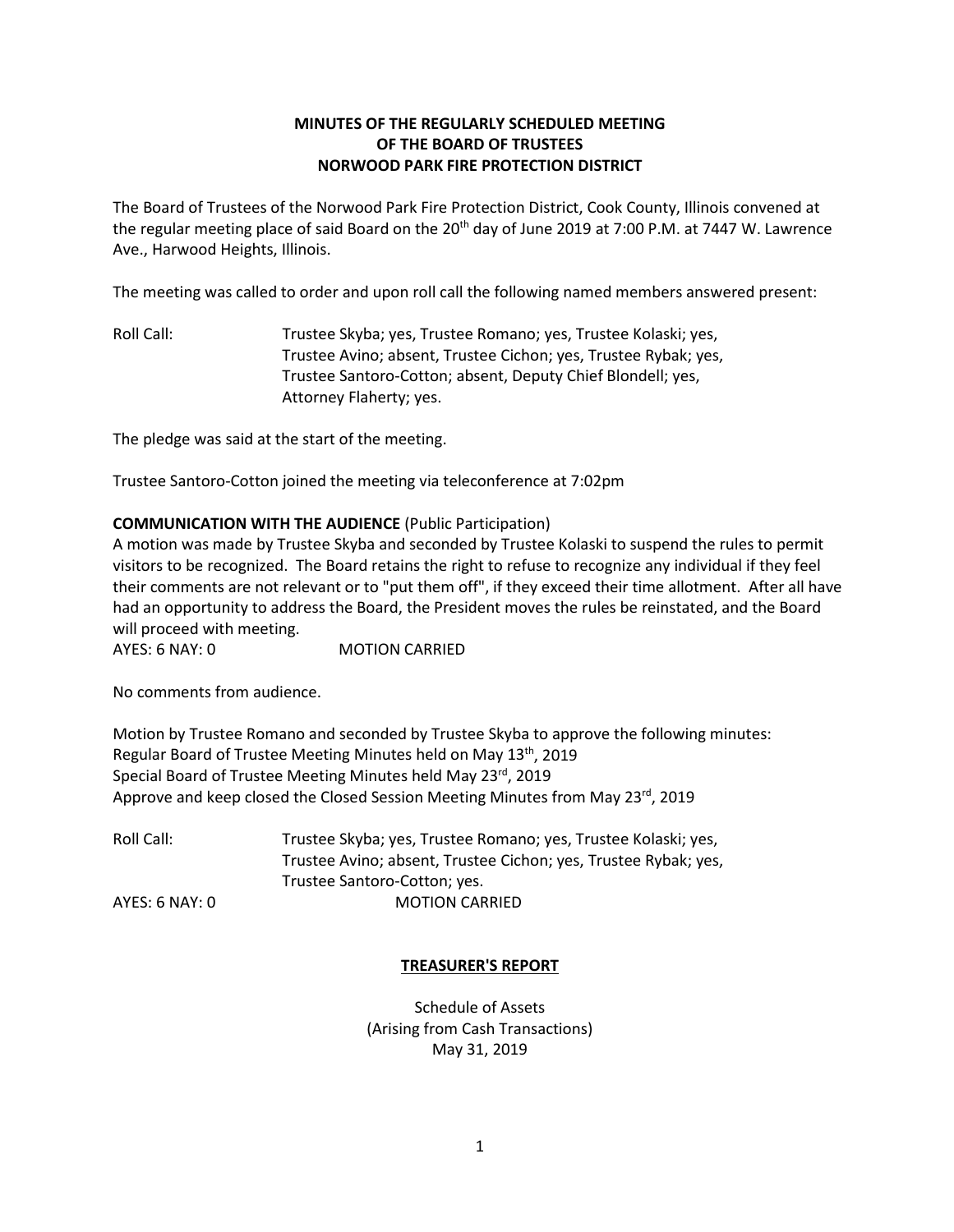# MINUTES OF THE REGULARLY SCHEDULED MEETING OF THE BOARD OF TRUSTEES NORWOOD PARK FIRE PROTECTION DISTRICT

The Board of Trustees of the Norwood Park Fire Protection District, Cook County, Illinois convened at the regular meeting place of said Board on the 20th day of June 2019 at 7:00 P.M. at 7447 W. Lawrence Ave., Harwood Heights, Illinois.

The meeting was called to order and upon roll call the following named members answered present:

Roll Call: Trustee Skyba; yes, Trustee Romano; yes, Trustee Kolaski; yes, Trustee Avino; absent, Trustee Cichon; yes, Trustee Rybak; yes, Trustee Santoro-Cotton; absent, Deputy Chief Blondell; yes, Attorney Flaherty; yes.

The pledge was said at the start of the meeting.

Trustee Santoro-Cotton joined the meeting via teleconference at 7:02pm

**COMMUNICATION WITH THE AUDIENCE** (Public Participation)

A motion was made by Trustee Skyba and seconded by Trustee Kolaski to suspend the rules to permit visitors to be recognized. The Board retains the right to refuse to recognize any individual if they feel their comments are not relevant or to "put them off", if they exceed their time allotment. After all have had an opportunity to address the Board, the President moves the rules be reinstated, and the Board will proceed with meeting.

AYES: 6 NAY: 0 MOTION CARRIED

No comments from audience.

Motion by Trustee Romano and seconded by Trustee Skyba to approve the following minutes:

Regular Board of Trustee Meeting Minutes held on May 13th, 2019

Special Board of Trustee Meeting Minutes held May 23rd, 2019

Approve and keep closed the Closed Session Meeting Minutes from May 23rd, 2019

Roll Call: Trustee Skyba; yes, Trustee Romano; yes, Trustee Kolaski; yes, Trustee Avino; absent, Trustee Cichon; yes, Trustee Rybak; yes, Trustee Santoro-Cotton; yes.

AYES: 6 NAY: 0 MOTION CARRIED

## TREASURER'S REPORT

Schedule of Assets
(Arising from Cash Transactions)
May 31, 2019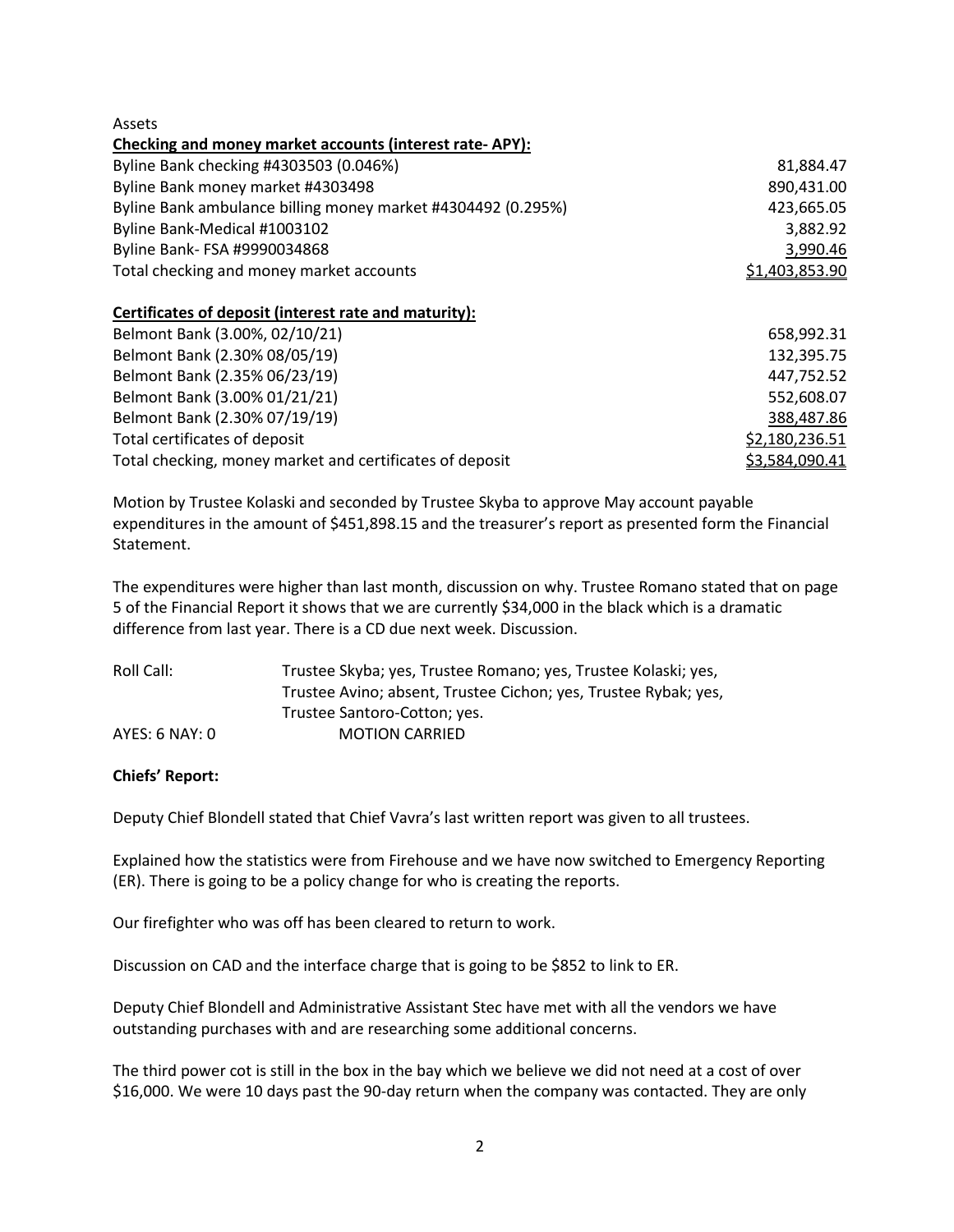Assets

**Checking and money market accounts (interest rate- APY):**

| | |
|---|---:|
| Byline Bank checking #4303503 (0.046%) | 81,884.47 |
| Byline Bank money market #4303498 | 890,431.00 |
| Byline Bank ambulance billing money market #4304492 (0.295%) | 423,665.05 |
| Byline Bank-Medical #1003102 | 3,882.92 |
| Byline Bank- FSA #9990034868 | 3,990.46 |
| Total checking and money market accounts | $1,403,853.90 |

**Certificates of deposit (interest rate and maturity):**

| | |
|---|---:|
| Belmont Bank (3.00%, 02/10/21) | 658,992.31 |
| Belmont Bank (2.30% 08/05/19) | 132,395.75 |
| Belmont Bank (2.35% 06/23/19) | 447,752.52 |
| Belmont Bank (3.00% 01/21/21) | 552,608.07 |
| Belmont Bank (2.30% 07/19/19) | 388,487.86 |
| Total certificates of deposit | $2,180,236.51 |
| Total checking, money market and certificates of deposit | $3,584,090.41 |

Motion by Trustee Kolaski and seconded by Trustee Skyba to approve May account payable expenditures in the amount of $451,898.15 and the treasurer's report as presented form the Financial Statement.

The expenditures were higher than last month, discussion on why. Trustee Romano stated that on page 5 of the Financial Report it shows that we are currently $34,000 in the black which is a dramatic difference from last year. There is a CD due next week. Discussion.

Roll Call: Trustee Skyba; yes, Trustee Romano; yes, Trustee Kolaski; yes, Trustee Avino; absent, Trustee Cichon; yes, Trustee Rybak; yes, Trustee Santoro-Cotton; yes.

AYES: 6 NAY: 0 MOTION CARRIED

**Chiefs' Report:**

Deputy Chief Blondell stated that Chief Vavra's last written report was given to all trustees.

Explained how the statistics were from Firehouse and we have now switched to Emergency Reporting (ER). There is going to be a policy change for who is creating the reports.

Our firefighter who was off has been cleared to return to work.

Discussion on CAD and the interface charge that is going to be $852 to link to ER.

Deputy Chief Blondell and Administrative Assistant Stec have met with all the vendors we have outstanding purchases with and are researching some additional concerns.

The third power cot is still in the box in the bay which we believe we did not need at a cost of over $16,000. We were 10 days past the 90-day return when the company was contacted. They are only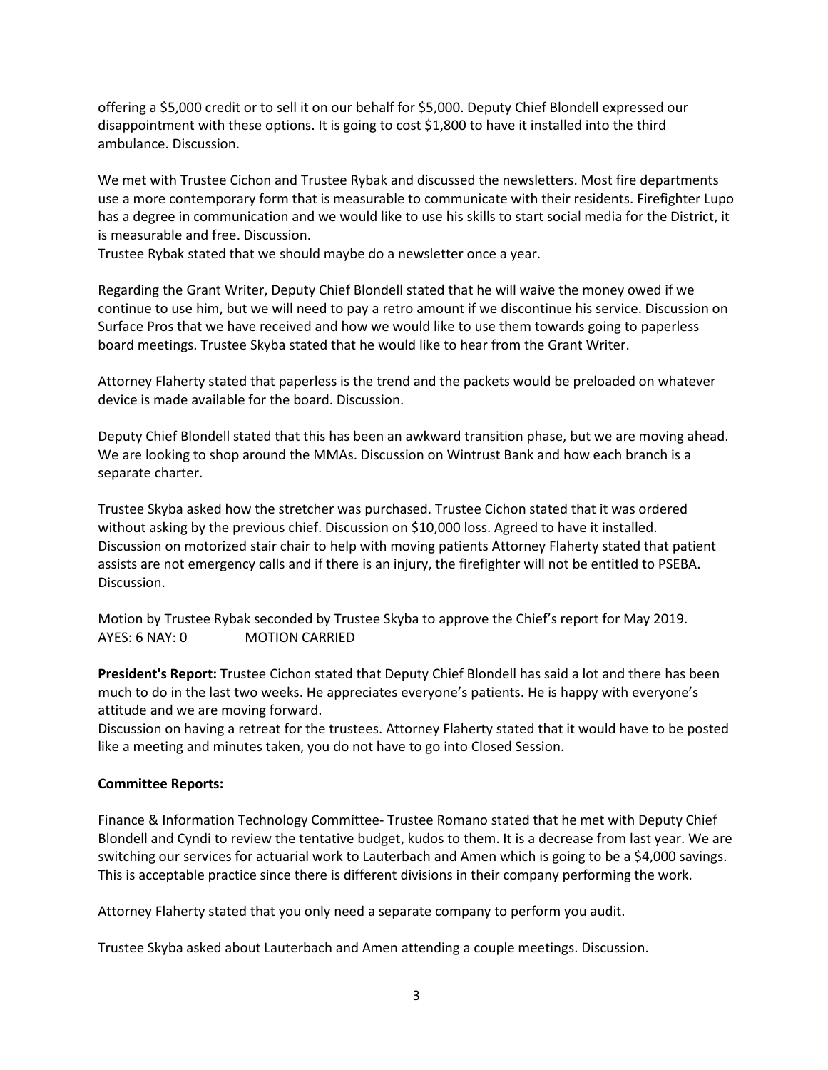offering a $5,000 credit or to sell it on our behalf for $5,000. Deputy Chief Blondell expressed our disappointment with these options. It is going to cost $1,800 to have it installed into the third ambulance. Discussion.

We met with Trustee Cichon and Trustee Rybak and discussed the newsletters. Most fire departments use a more contemporary form that is measurable to communicate with their residents. Firefighter Lupo has a degree in communication and we would like to use his skills to start social media for the District, it is measurable and free. Discussion.
Trustee Rybak stated that we should maybe do a newsletter once a year.

Regarding the Grant Writer, Deputy Chief Blondell stated that he will waive the money owed if we continue to use him, but we will need to pay a retro amount if we discontinue his service. Discussion on Surface Pros that we have received and how we would like to use them towards going to paperless board meetings. Trustee Skyba stated that he would like to hear from the Grant Writer.

Attorney Flaherty stated that paperless is the trend and the packets would be preloaded on whatever device is made available for the board. Discussion.

Deputy Chief Blondell stated that this has been an awkward transition phase, but we are moving ahead. We are looking to shop around the MMAs. Discussion on Wintrust Bank and how each branch is a separate charter.

Trustee Skyba asked how the stretcher was purchased. Trustee Cichon stated that it was ordered without asking by the previous chief. Discussion on $10,000 loss. Agreed to have it installed. Discussion on motorized stair chair to help with moving patients Attorney Flaherty stated that patient assists are not emergency calls and if there is an injury, the firefighter will not be entitled to PSEBA. Discussion.

Motion by Trustee Rybak seconded by Trustee Skyba to approve the Chief's report for May 2019.
AYES: 6 NAY: 0 MOTION CARRIED

**President's Report:** Trustee Cichon stated that Deputy Chief Blondell has said a lot and there has been much to do in the last two weeks. He appreciates everyone's patients. He is happy with everyone's attitude and we are moving forward.
Discussion on having a retreat for the trustees. Attorney Flaherty stated that it would have to be posted like a meeting and minutes taken, you do not have to go into Closed Session.

**Committee Reports:**

Finance & Information Technology Committee- Trustee Romano stated that he met with Deputy Chief Blondell and Cyndi to review the tentative budget, kudos to them. It is a decrease from last year. We are switching our services for actuarial work to Lauterbach and Amen which is going to be a $4,000 savings. This is acceptable practice since there is different divisions in their company performing the work.

Attorney Flaherty stated that you only need a separate company to perform you audit.

Trustee Skyba asked about Lauterbach and Amen attending a couple meetings. Discussion.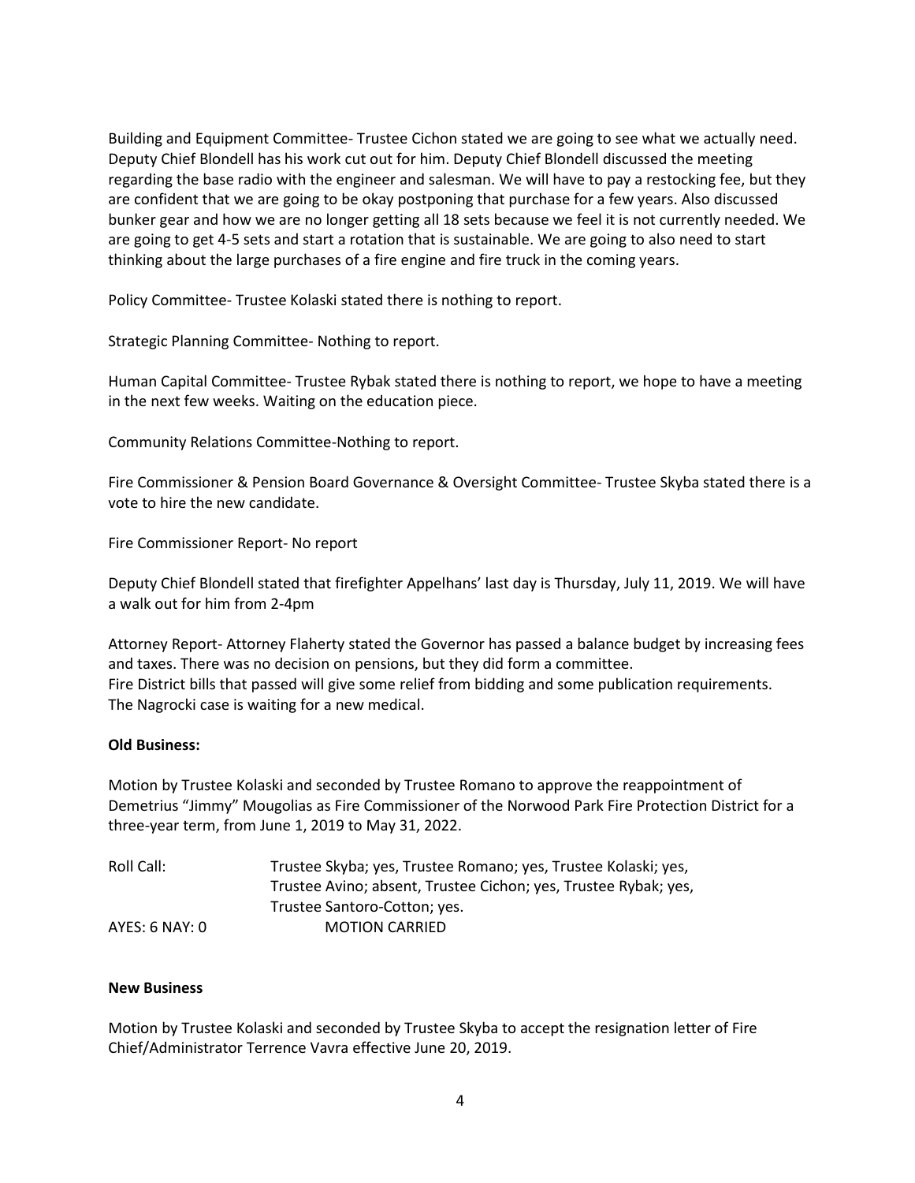Building and Equipment Committee- Trustee Cichon stated we are going to see what we actually need. Deputy Chief Blondell has his work cut out for him. Deputy Chief Blondell discussed the meeting regarding the base radio with the engineer and salesman. We will have to pay a restocking fee, but they are confident that we are going to be okay postponing that purchase for a few years. Also discussed bunker gear and how we are no longer getting all 18 sets because we feel it is not currently needed. We are going to get 4-5 sets and start a rotation that is sustainable. We are going to also need to start thinking about the large purchases of a fire engine and fire truck in the coming years.

Policy Committee- Trustee Kolaski stated there is nothing to report.

Strategic Planning Committee- Nothing to report.

Human Capital Committee- Trustee Rybak stated there is nothing to report, we hope to have a meeting in the next few weeks. Waiting on the education piece.

Community Relations Committee-Nothing to report.

Fire Commissioner & Pension Board Governance & Oversight Committee- Trustee Skyba stated there is a vote to hire the new candidate.

Fire Commissioner Report- No report

Deputy Chief Blondell stated that firefighter Appelhans' last day is Thursday, July 11, 2019. We will have a walk out for him from 2-4pm

Attorney Report- Attorney Flaherty stated the Governor has passed a balance budget by increasing fees and taxes. There was no decision on pensions, but they did form a committee.
Fire District bills that passed will give some relief from bidding and some publication requirements.
The Nagrocki case is waiting for a new medical.

**Old Business:**

Motion by Trustee Kolaski and seconded by Trustee Romano to approve the reappointment of Demetrius "Jimmy" Mougolias as Fire Commissioner of the Norwood Park Fire Protection District for a three-year term, from June 1, 2019 to May 31, 2022.

Roll Call: Trustee Skyba; yes, Trustee Romano; yes, Trustee Kolaski; yes, Trustee Avino; absent, Trustee Cichon; yes, Trustee Rybak; yes, Trustee Santoro-Cotton; yes.

AYES: 6 NAY: 0 MOTION CARRIED

**New Business**

Motion by Trustee Kolaski and seconded by Trustee Skyba to accept the resignation letter of Fire Chief/Administrator Terrence Vavra effective June 20, 2019.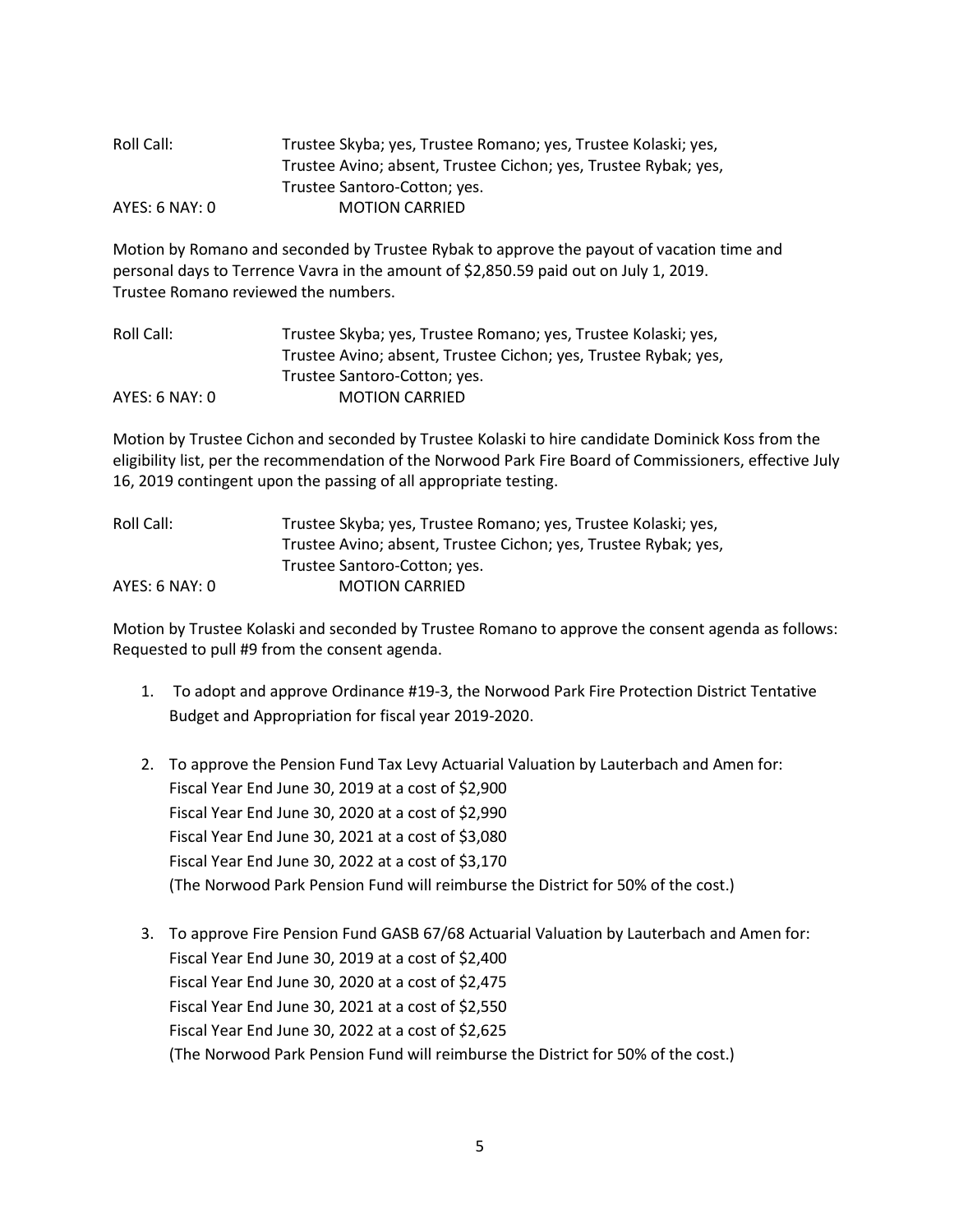Roll Call: Trustee Skyba; yes, Trustee Romano; yes, Trustee Kolaski; yes, Trustee Avino; absent, Trustee Cichon; yes, Trustee Rybak; yes, Trustee Santoro-Cotton; yes.

AYES: 6 NAY: 0 MOTION CARRIED

Motion by Romano and seconded by Trustee Rybak to approve the payout of vacation time and personal days to Terrence Vavra in the amount of $2,850.59 paid out on July 1, 2019. Trustee Romano reviewed the numbers.

Roll Call: Trustee Skyba; yes, Trustee Romano; yes, Trustee Kolaski; yes, Trustee Avino; absent, Trustee Cichon; yes, Trustee Rybak; yes, Trustee Santoro-Cotton; yes.

AYES: 6 NAY: 0 MOTION CARRIED

Motion by Trustee Cichon and seconded by Trustee Kolaski to hire candidate Dominick Koss from the eligibility list, per the recommendation of the Norwood Park Fire Board of Commissioners, effective July 16, 2019 contingent upon the passing of all appropriate testing.

Roll Call: Trustee Skyba; yes, Trustee Romano; yes, Trustee Kolaski; yes, Trustee Avino; absent, Trustee Cichon; yes, Trustee Rybak; yes, Trustee Santoro-Cotton; yes.

AYES: 6 NAY: 0 MOTION CARRIED

Motion by Trustee Kolaski and seconded by Trustee Romano to approve the consent agenda as follows: Requested to pull #9 from the consent agenda.

1. To adopt and approve Ordinance #19-3, the Norwood Park Fire Protection District Tentative Budget and Appropriation for fiscal year 2019-2020.

2. To approve the Pension Fund Tax Levy Actuarial Valuation by Lauterbach and Amen for:
   Fiscal Year End June 30, 2019 at a cost of $2,900
   Fiscal Year End June 30, 2020 at a cost of $2,990
   Fiscal Year End June 30, 2021 at a cost of $3,080
   Fiscal Year End June 30, 2022 at a cost of $3,170
   (The Norwood Park Pension Fund will reimburse the District for 50% of the cost.)

3. To approve Fire Pension Fund GASB 67/68 Actuarial Valuation by Lauterbach and Amen for:
   Fiscal Year End June 30, 2019 at a cost of $2,400
   Fiscal Year End June 30, 2020 at a cost of $2,475
   Fiscal Year End June 30, 2021 at a cost of $2,550
   Fiscal Year End June 30, 2022 at a cost of $2,625
   (The Norwood Park Pension Fund will reimburse the District for 50% of the cost.)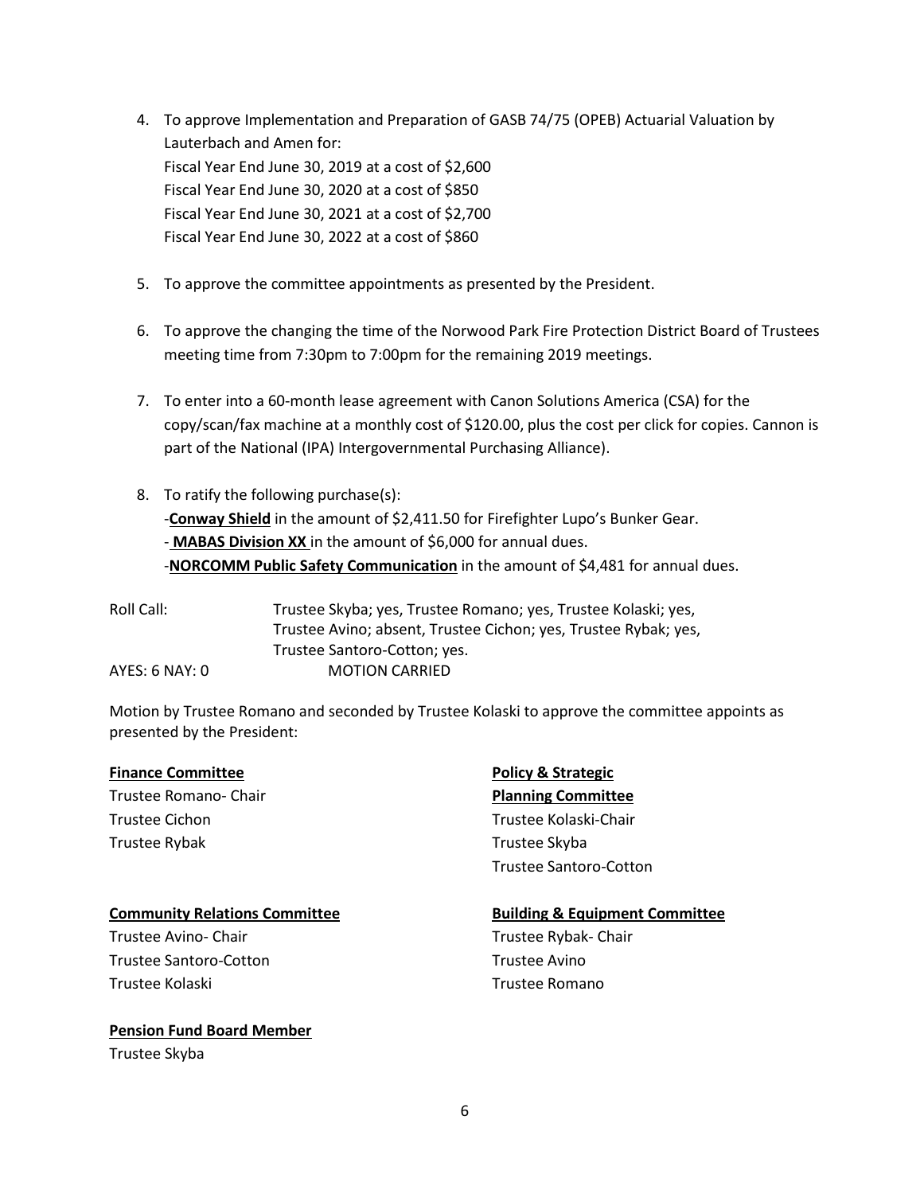4. To approve Implementation and Preparation of GASB 74/75 (OPEB) Actuarial Valuation by Lauterbach and Amen for:
   Fiscal Year End June 30, 2019 at a cost of $2,600
   Fiscal Year End June 30, 2020 at a cost of $850
   Fiscal Year End June 30, 2021 at a cost of $2,700
   Fiscal Year End June 30, 2022 at a cost of $860

5. To approve the committee appointments as presented by the President.

6. To approve the changing the time of the Norwood Park Fire Protection District Board of Trustees meeting time from 7:30pm to 7:00pm for the remaining 2019 meetings.

7. To enter into a 60-month lease agreement with Canon Solutions America (CSA) for the copy/scan/fax machine at a monthly cost of $120.00, plus the cost per click for copies. Cannon is part of the National (IPA) Intergovernmental Purchasing Alliance).

8. To ratify the following purchase(s):
   -**Conway Shield** in the amount of $2,411.50 for Firefighter Lupo's Bunker Gear.
   - **MABAS Division XX** in the amount of $6,000 for annual dues.
   -**NORCOMM Public Safety Communication** in the amount of $4,481 for annual dues.

Roll Call: Trustee Skyba; yes, Trustee Romano; yes, Trustee Kolaski; yes, Trustee Avino; absent, Trustee Cichon; yes, Trustee Rybak; yes, Trustee Santoro-Cotton; yes.

AYES: 6 NAY: 0 MOTION CARRIED

Motion by Trustee Romano and seconded by Trustee Kolaski to approve the committee appoints as presented by the President:

**Finance Committee**
Trustee Romano- Chair
Trustee Cichon
Trustee Rybak

**Policy & Strategic Planning Committee**
Trustee Kolaski-Chair
Trustee Skyba
Trustee Santoro-Cotton

**Community Relations Committee**
Trustee Avino- Chair
Trustee Santoro-Cotton
Trustee Kolaski

**Building & Equipment Committee**
Trustee Rybak- Chair
Trustee Avino
Trustee Romano

**Pension Fund Board Member**
Trustee Skyba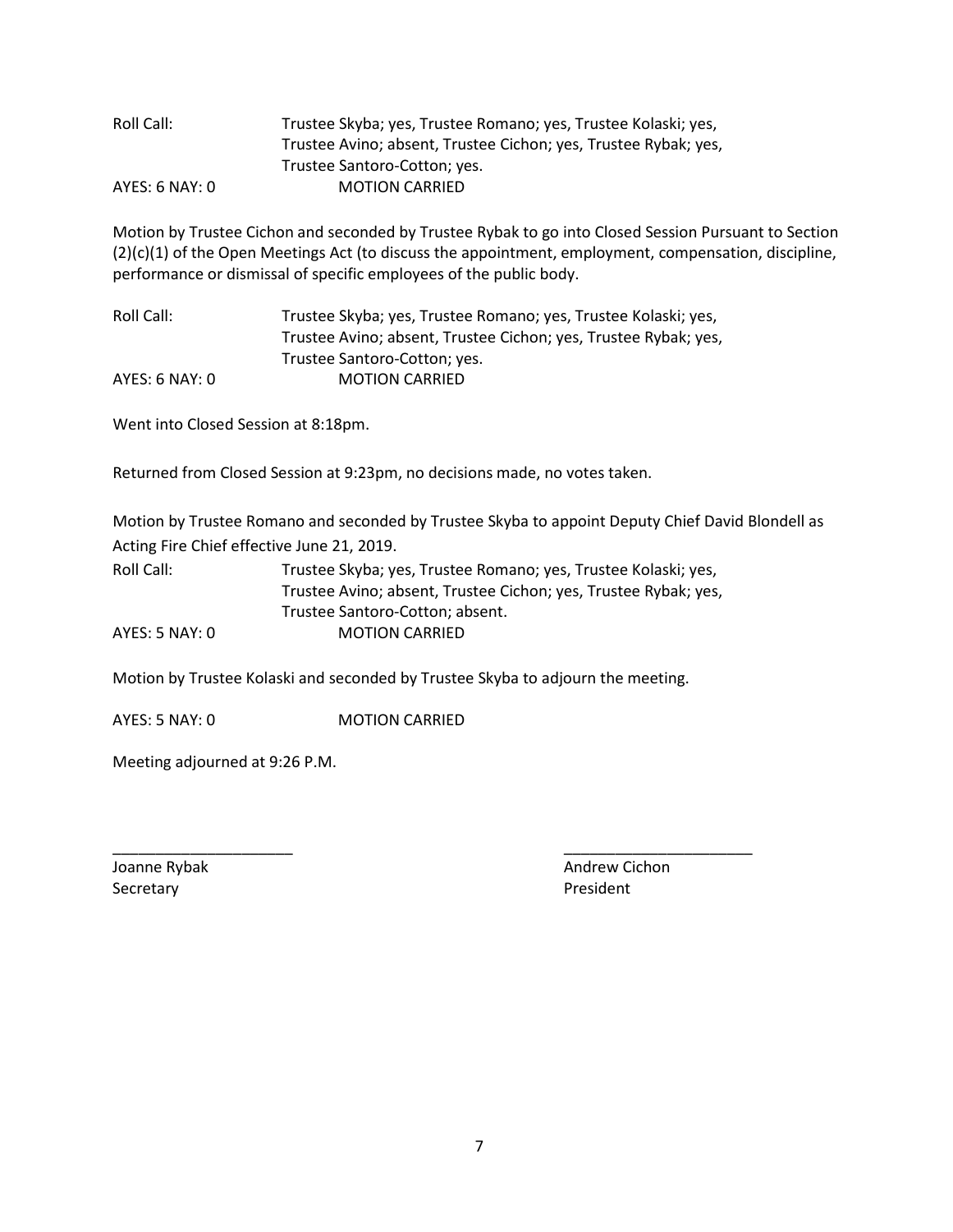Roll Call: Trustee Skyba; yes, Trustee Romano; yes, Trustee Kolaski; yes, Trustee Avino; absent, Trustee Cichon; yes, Trustee Rybak; yes, Trustee Santoro-Cotton; yes.

AYES: 6 NAY: 0 MOTION CARRIED

Motion by Trustee Cichon and seconded by Trustee Rybak to go into Closed Session Pursuant to Section (2)(c)(1) of the Open Meetings Act (to discuss the appointment, employment, compensation, discipline, performance or dismissal of specific employees of the public body.

Roll Call: Trustee Skyba; yes, Trustee Romano; yes, Trustee Kolaski; yes, Trustee Avino; absent, Trustee Cichon; yes, Trustee Rybak; yes, Trustee Santoro-Cotton; yes.

AYES: 6 NAY: 0 MOTION CARRIED

Went into Closed Session at 8:18pm.

Returned from Closed Session at 9:23pm, no decisions made, no votes taken.

Motion by Trustee Romano and seconded by Trustee Skyba to appoint Deputy Chief David Blondell as Acting Fire Chief effective June 21, 2019.

Roll Call: Trustee Skyba; yes, Trustee Romano; yes, Trustee Kolaski; yes, Trustee Avino; absent, Trustee Cichon; yes, Trustee Rybak; yes, Trustee Santoro-Cotton; absent.

AYES: 5 NAY: 0 MOTION CARRIED

Motion by Trustee Kolaski and seconded by Trustee Skyba to adjourn the meeting.

AYES: 5 NAY: 0 MOTION CARRIED

Meeting adjourned at 9:26 P.M.

_____________________

Joanne Rybak
Secretary

_____________________

Andrew Cichon
President